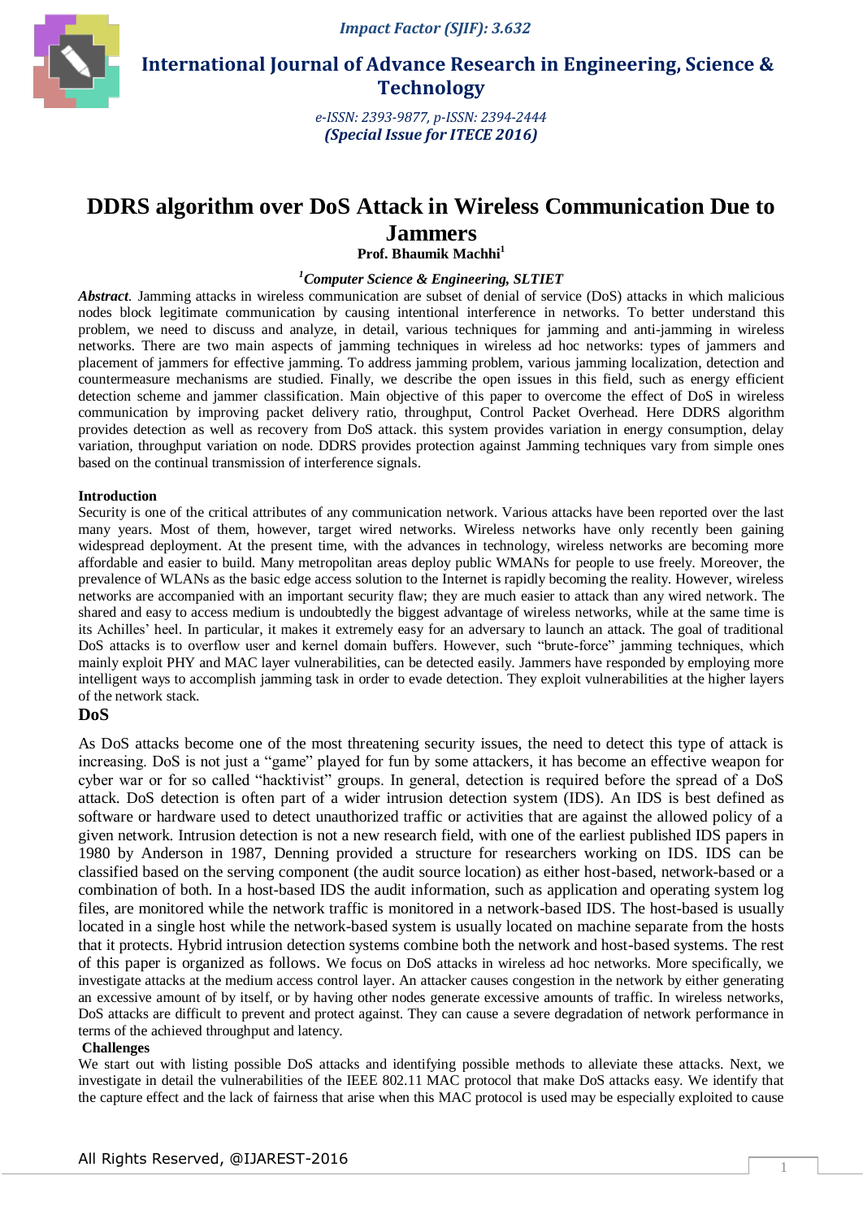Impact Factor (SJIF): 3.632

# International Journal of Advance Research in Engineering, Science & Technology

*e-ISSN: 2393-9877, p-ISSN: 2394-2444*
***(Special Issue for ITECE 2016)***

# DDRS algorithm over DoS Attack in Wireless Communication Due to Jammers

**Prof. Bhaumik Machhi[1]**

*[1]Computer Science & Engineering, SLTIET*

***Abstract.*** Jamming attacks in wireless communication are subset of denial of service (DoS) attacks in which malicious nodes block legitimate communication by causing intentional interference in networks. To better understand this problem, we need to discuss and analyze, in detail, various techniques for jamming and anti-jamming in wireless networks. There are two main aspects of jamming techniques in wireless ad hoc networks: types of jammers and placement of jammers for effective jamming. To address jamming problem, various jamming localization, detection and countermeasure mechanisms are studied. Finally, we describe the open issues in this field, such as energy efficient detection scheme and jammer classification. Main objective of this paper to overcome the effect of DoS in wireless communication by improving packet delivery ratio, throughput, Control Packet Overhead. Here DDRS algorithm provides detection as well as recovery from DoS attack. this system provides variation in energy consumption, delay variation, throughput variation on node. DDRS provides protection against Jamming techniques vary from simple ones based on the continual transmission of interference signals.

## Introduction

Security is one of the critical attributes of any communication network. Various attacks have been reported over the last many years. Most of them, however, target wired networks. Wireless networks have only recently been gaining widespread deployment. At the present time, with the advances in technology, wireless networks are becoming more affordable and easier to build. Many metropolitan areas deploy public WMANs for people to use freely. Moreover, the prevalence of WLANs as the basic edge access solution to the Internet is rapidly becoming the reality. However, wireless networks are accompanied with an important security flaw; they are much easier to attack than any wired network. The shared and easy to access medium is undoubtedly the biggest advantage of wireless networks, while at the same time is its Achilles' heel. In particular, it makes it extremely easy for an adversary to launch an attack. The goal of traditional DoS attacks is to overflow user and kernel domain buffers. However, such "brute-force" jamming techniques, which mainly exploit PHY and MAC layer vulnerabilities, can be detected easily. Jammers have responded by employing more intelligent ways to accomplish jamming task in order to evade detection. They exploit vulnerabilities at the higher layers of the network stack.

## DoS

As DoS attacks become one of the most threatening security issues, the need to detect this type of attack is increasing. DoS is not just a "game" played for fun by some attackers, it has become an effective weapon for cyber war or for so called "hacktivist" groups. In general, detection is required before the spread of a DoS attack. DoS detection is often part of a wider intrusion detection system (IDS). An IDS is best defined as software or hardware used to detect unauthorized traffic or activities that are against the allowed policy of a given network. Intrusion detection is not a new research field, with one of the earliest published IDS papers in 1980 by Anderson in 1987, Denning provided a structure for researchers working on IDS. IDS can be classified based on the serving component (the audit source location) as either host-based, network-based or a combination of both. In a host-based IDS the audit information, such as application and operating system log files, are monitored while the network traffic is monitored in a network-based IDS. The host-based is usually located in a single host while the network-based system is usually located on machine separate from the hosts that it protects. Hybrid intrusion detection systems combine both the network and host-based systems. The rest of this paper is organized as follows. We focus on DoS attacks in wireless ad hoc networks. More specifically, we investigate attacks at the medium access control layer. An attacker causes congestion in the network by either generating an excessive amount of by itself, or by having other nodes generate excessive amounts of traffic. In wireless networks, DoS attacks are difficult to prevent and protect against. They can cause a severe degradation of network performance in terms of the achieved throughput and latency.

## Challenges

We start out with listing possible DoS attacks and identifying possible methods to alleviate these attacks. Next, we investigate in detail the vulnerabilities of the IEEE 802.11 MAC protocol that make DoS attacks easy. We identify that the capture effect and the lack of fairness that arise when this MAC protocol is used may be especially exploited to cause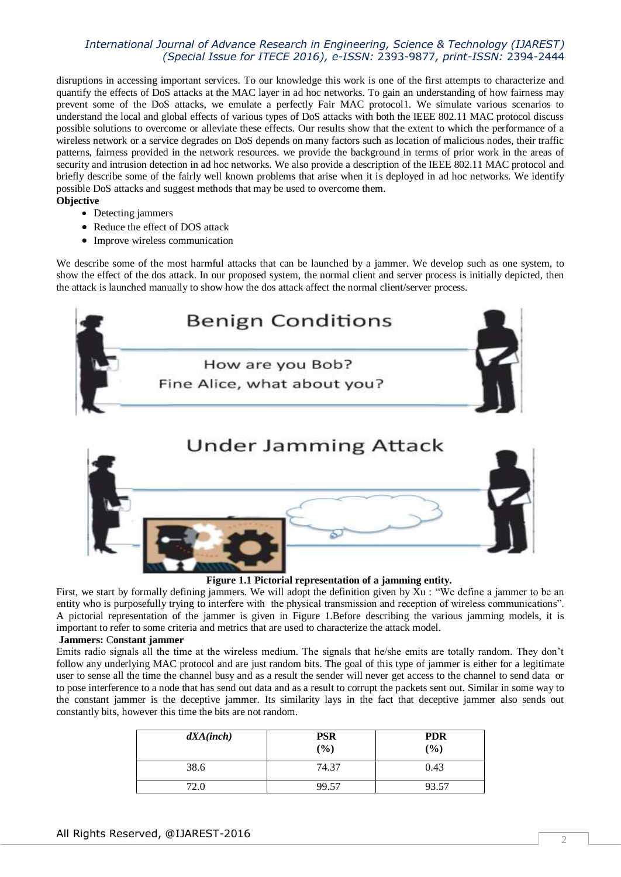disruptions in accessing important services. To our knowledge this work is one of the first attempts to characterize and quantify the effects of DoS attacks at the MAC layer in ad hoc networks. To gain an understanding of how fairness may prevent some of the DoS attacks, we emulate a perfectly Fair MAC protocol1. We simulate various scenarios to understand the local and global effects of various types of DoS attacks with both the IEEE 802.11 MAC protocol discuss possible solutions to overcome or alleviate these effects. Our results show that the extent to which the performance of a wireless network or a service degrades on DoS depends on many factors such as location of malicious nodes, their traffic patterns, fairness provided in the network resources. we provide the background in terms of prior work in the areas of security and intrusion detection in ad hoc networks. We also provide a description of the IEEE 802.11 MAC protocol and briefly describe some of the fairly well known problems that arise when it is deployed in ad hoc networks. We identify possible DoS attacks and suggest methods that may be used to overcome them.

**Objective**

- Detecting jammers
- Reduce the effect of DOS attack
- Improve wireless communication

We describe some of the most harmful attacks that can be launched by a jammer. We develop such as one system, to show the effect of the dos attack. In our proposed system, the normal client and server process is initially depicted, then the attack is launched manually to show how the dos attack affect the normal client/server process.

**Figure 1.1 Pictorial representation of a jamming entity.**

First, we start by formally defining jammers. We will adopt the definition given by Xu : "We define a jammer to be an entity who is purposefully trying to interfere with the physical transmission and reception of wireless communications". A pictorial representation of the jammer is given in Figure 1.Before describing the various jamming models, it is important to refer to some criteria and metrics that are used to characterize the attack model.

**Jammers: Constant jammer**

Emits radio signals all the time at the wireless medium. The signals that he/she emits are totally random. They don't follow any underlying MAC protocol and are just random bits. The goal of this type of jammer is either for a legitimate user to sense all the time the channel busy and as a result the sender will never get access to the channel to send data or to pose interference to a node that has send out data and as a result to corrupt the packets sent out. Similar in some way to the constant jammer is the deceptive jammer. Its similarity lays in the fact that deceptive jammer also sends out constantly bits, however this time the bits are not random.

| *dXA(inch)* | **PSR (%)** | **PDR (%)** |
|---|---|---|
| 38.6 | 74.37 | 0.43 |
| 72.0 | 99.57 | 93.57 |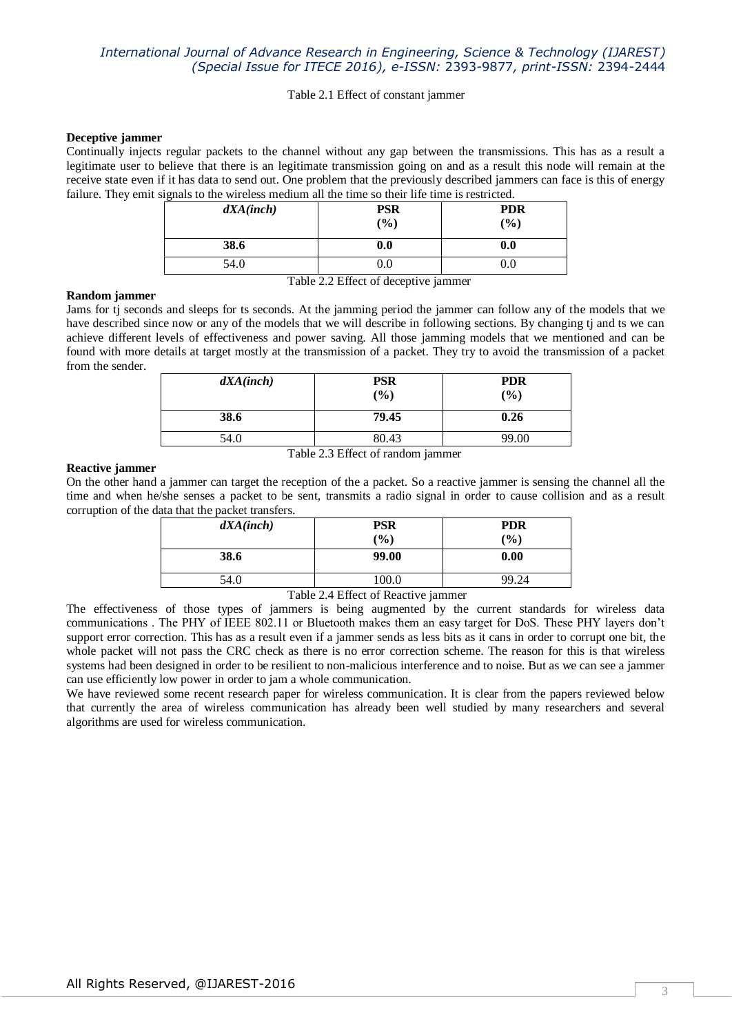Table 2.1 Effect of constant jammer

**Deceptive jammer**

Continually injects regular packets to the channel without any gap between the transmissions. This has as a result a legitimate user to believe that there is an legitimate transmission going on and as a result this node will remain at the receive state even if it has data to send out. One problem that the previously described jammers can face is this of energy failure. They emit signals to the wireless medium all the time so their life time is restricted.

| *dXA(inch)* | **PSR (%)** | **PDR (%)** |
|---|---|---|
| **38.6** | **0.0** | **0.0** |
| 54.0 | 0.0 | 0.0 |

Table 2.2 Effect of deceptive jammer

**Random jammer**

Jams for tj seconds and sleeps for ts seconds. At the jamming period the jammer can follow any of the models that we have described since now or any of the models that we will describe in following sections. By changing tj and ts we can achieve different levels of effectiveness and power saving. All those jamming models that we mentioned and can be found with more details at target mostly at the transmission of a packet. They try to avoid the transmission of a packet from the sender.

| *dXA(inch)* | **PSR (%)** | **PDR (%)** |
|---|---|---|
| **38.6** | **79.45** | **0.26** |
| 54.0 | 80.43 | 99.00 |

Table 2.3 Effect of random jammer

**Reactive jammer**

On the other hand a jammer can target the reception of the a packet. So a reactive jammer is sensing the channel all the time and when he/she senses a packet to be sent, transmits a radio signal in order to cause collision and as a result corruption of the data that the packet transfers.

| *dXA(inch)* | **PSR (%)** | **PDR (%)** |
|---|---|---|
| **38.6** | **99.00** | **0.00** |
| 54.0 | 100.0 | 99.24 |

Table 2.4 Effect of Reactive jammer

The effectiveness of those types of jammers is being augmented by the current standards for wireless data communications . The PHY of IEEE 802.11 or Bluetooth makes them an easy target for DoS. These PHY layers don't support error correction. This has as a result even if a jammer sends as less bits as it cans in order to corrupt one bit, the whole packet will not pass the CRC check as there is no error correction scheme. The reason for this is that wireless systems had been designed in order to be resilient to non-malicious interference and to noise. But as we can see a jammer can use efficiently low power in order to jam a whole communication.

We have reviewed some recent research paper for wireless communication. It is clear from the papers reviewed below that currently the area of wireless communication has already been well studied by many researchers and several algorithms are used for wireless communication.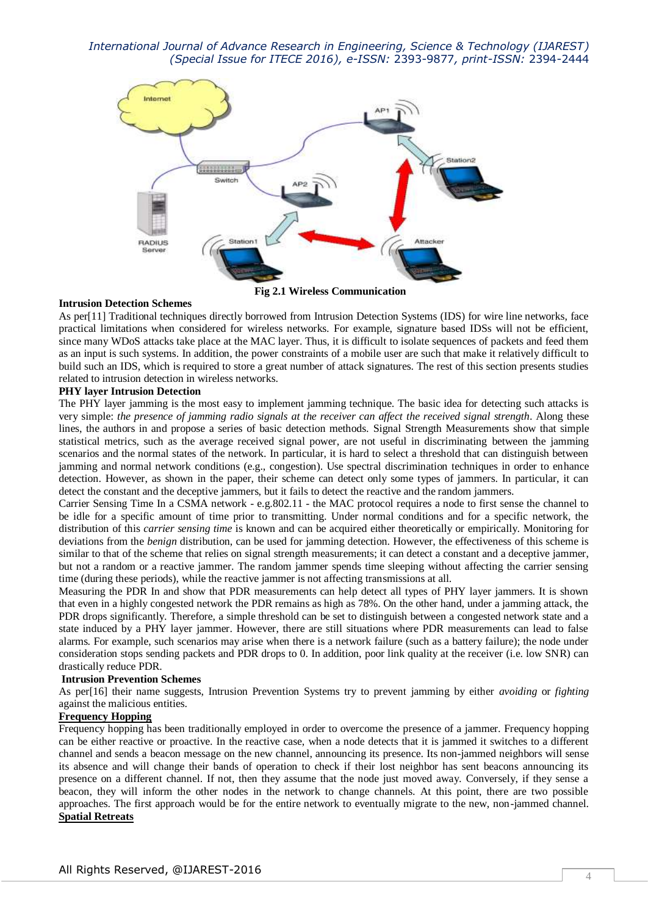Fig 2.1 Wireless Communication

**Intrusion Detection Schemes**

As per[11] Traditional techniques directly borrowed from Intrusion Detection Systems (IDS) for wire line networks, face practical limitations when considered for wireless networks. For example, signature based IDSs will not be efficient, since many WDoS attacks take place at the MAC layer. Thus, it is difficult to isolate sequences of packets and feed them as an input is such systems. In addition, the power constraints of a mobile user are such that make it relatively difficult to build such an IDS, which is required to store a great number of attack signatures. The rest of this section presents studies related to intrusion detection in wireless networks.

**PHY layer Intrusion Detection**

The PHY layer jamming is the most easy to implement jamming technique. The basic idea for detecting such attacks is very simple: *the presence of jamming radio signals at the receiver can affect the received signal strength*. Along these lines, the authors in and propose a series of basic detection methods. Signal Strength Measurements show that simple statistical metrics, such as the average received signal power, are not useful in discriminating between the jamming scenarios and the normal states of the network. In particular, it is hard to select a threshold that can distinguish between jamming and normal network conditions (e.g., congestion). Use spectral discrimination techniques in order to enhance detection. However, as shown in the paper, their scheme can detect only some types of jammers. In particular, it can detect the constant and the deceptive jammers, but it fails to detect the reactive and the random jammers.

Carrier Sensing Time In a CSMA network - e.g.802.11 - the MAC protocol requires a node to first sense the channel to be idle for a specific amount of time prior to transmitting. Under normal conditions and for a specific network, the distribution of this *carrier sensing time* is known and can be acquired either theoretically or empirically. Monitoring for deviations from the *benign* distribution, can be used for jamming detection. However, the effectiveness of this scheme is similar to that of the scheme that relies on signal strength measurements; it can detect a constant and a deceptive jammer, but not a random or a reactive jammer. The random jammer spends time sleeping without affecting the carrier sensing time (during these periods), while the reactive jammer is not affecting transmissions at all.

Measuring the PDR In and show that PDR measurements can help detect all types of PHY layer jammers. It is shown that even in a highly congested network the PDR remains as high as 78%. On the other hand, under a jamming attack, the PDR drops significantly. Therefore, a simple threshold can be set to distinguish between a congested network state and a state induced by a PHY layer jammer. However, there are still situations where PDR measurements can lead to false alarms. For example, such scenarios may arise when there is a network failure (such as a battery failure); the node under consideration stops sending packets and PDR drops to 0. In addition, poor link quality at the receiver (i.e. low SNR) can drastically reduce PDR.

**Intrusion Prevention Schemes**

As per[16] their name suggests, Intrusion Prevention Systems try to prevent jamming by either *avoiding* or *fighting* against the malicious entities.

**Frequency Hopping**

Frequency hopping has been traditionally employed in order to overcome the presence of a jammer. Frequency hopping can be either reactive or proactive. In the reactive case, when a node detects that it is jammed it switches to a different channel and sends a beacon message on the new channel, announcing its presence. Its non-jammed neighbors will sense its absence and will change their bands of operation to check if their lost neighbor has sent beacons announcing its presence on a different channel. If not, then they assume that the node just moved away. Conversely, if they sense a beacon, they will inform the other nodes in the network to change channels. At this point, there are two possible approaches. The first approach would be for the entire network to eventually migrate to the new, non-jammed channel.

**Spatial Retreats**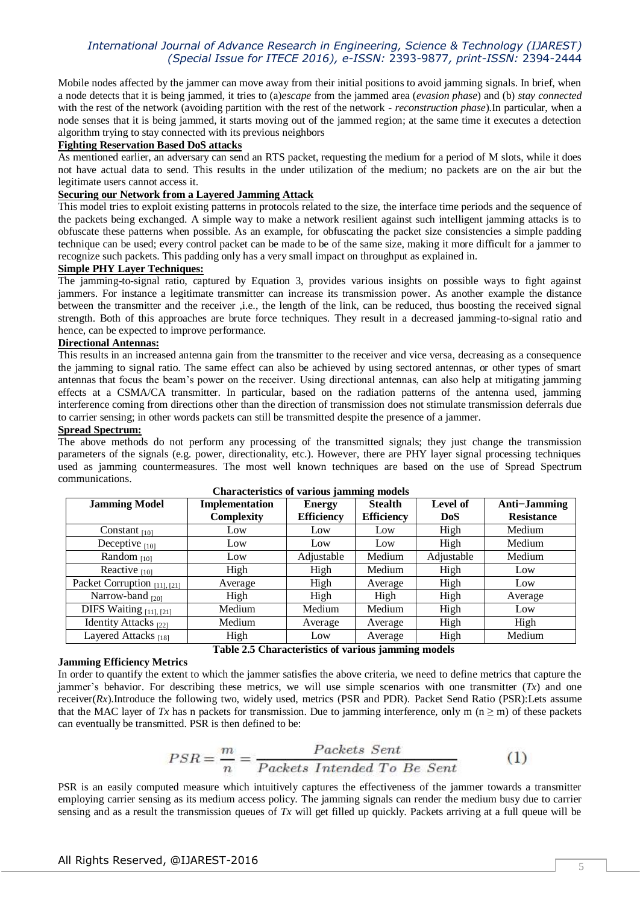Mobile nodes affected by the jammer can move away from their initial positions to avoid jamming signals. In brief, when a node detects that it is being jammed, it tries to (a)*escape* from the jammed area (*evasion phase*) and (b) *stay connected* with the rest of the network (avoiding partition with the rest of the network - *reconstruction phase*).In particular, when a node senses that it is being jammed, it starts moving out of the jammed region; at the same time it executes a detection algorithm trying to stay connected with its previous neighbors

**Fighting Reservation Based DoS attacks**

As mentioned earlier, an adversary can send an RTS packet, requesting the medium for a period of M slots, while it does not have actual data to send. This results in the under utilization of the medium; no packets are on the air but the legitimate users cannot access it.

**Securing our Network from a Layered Jamming Attack**

This model tries to exploit existing patterns in protocols related to the size, the interface time periods and the sequence of the packets being exchanged. A simple way to make a network resilient against such intelligent jamming attacks is to obfuscate these patterns when possible. As an example, for obfuscating the packet size consistencies a simple padding technique can be used; every control packet can be made to be of the same size, making it more difficult for a jammer to recognize such packets. This padding only has a very small impact on throughput as explained in.

**Simple PHY Layer Techniques:**

The jamming-to-signal ratio, captured by Equation 3, provides various insights on possible ways to fight against jammers. For instance a legitimate transmitter can increase its transmission power. As another example the distance between the transmitter and the receiver ,i.e., the length of the link, can be reduced, thus boosting the received signal strength. Both of this approaches are brute force techniques. They result in a decreased jamming-to-signal ratio and hence, can be expected to improve performance.

**Directional Antennas:**

This results in an increased antenna gain from the transmitter to the receiver and vice versa, decreasing as a consequence the jamming to signal ratio. The same effect can also be achieved by using sectored antennas, or other types of smart antennas that focus the beam's power on the receiver. Using directional antennas, can also help at mitigating jamming effects at a CSMA/CA transmitter. In particular, based on the radiation patterns of the antenna used, jamming interference coming from directions other than the direction of transmission does not stimulate transmission deferrals due to carrier sensing; in other words packets can still be transmitted despite the presence of a jammer.

**Spread Spectrum:**

The above methods do not perform any processing of the transmitted signals; they just change the transmission parameters of the signals (e.g. power, directionality, etc.). However, there are PHY layer signal processing techniques used as jamming countermeasures. The most well known techniques are based on the use of Spread Spectrum communications.

**Characteristics of various jamming models**

| Jamming Model | Implementation Complexity | Energy Efficiency | Stealth Efficiency | Level of DoS | Anti−Jamming Resistance |
|---|---|---|---|---|---|
| Constant [10] | Low | Low | Low | High | Medium |
| Deceptive [10] | Low | Low | Low | High | Medium |
| Random [10] | Low | Adjustable | Medium | Adjustable | Medium |
| Reactive [10] | High | High | Medium | High | Low |
| Packet Corruption [11], [21] | Average | High | Average | High | Low |
| Narrow-band [20] | High | High | High | High | Average |
| DIFS Waiting [11], [21] | Medium | Medium | Medium | High | Low |
| Identity Attacks [22] | Medium | Average | Average | High | High |
| Layered Attacks [18] | High | Low | Average | High | Medium |

**Table 2.5 Characteristics of various jamming models**

**Jamming Efficiency Metrics**

In order to quantify the extent to which the jammer satisfies the above criteria, we need to define metrics that capture the jammer's behavior. For describing these metrics, we will use simple scenarios with one transmitter (*Tx*) and one receiver(*Rx*).Introduce the following two, widely used, metrics (PSR and PDR). Packet Send Ratio (PSR):Lets assume that the MAC layer of *Tx* has n packets for transmission. Due to jamming interference, only m ($n \geq m$) of these packets can eventually be transmitted. PSR is then defined to be:

$$PSR = \frac{m}{n} = \frac{Packets\ Sent}{Packets\ Intended\ To\ Be\ Sent} \qquad (1)$$

PSR is an easily computed measure which intuitively captures the effectiveness of the jammer towards a transmitter employing carrier sensing as its medium access policy. The jamming signals can render the medium busy due to carrier sensing and as a result the transmission queues of *Tx* will get filled up quickly. Packets arriving at a full queue will be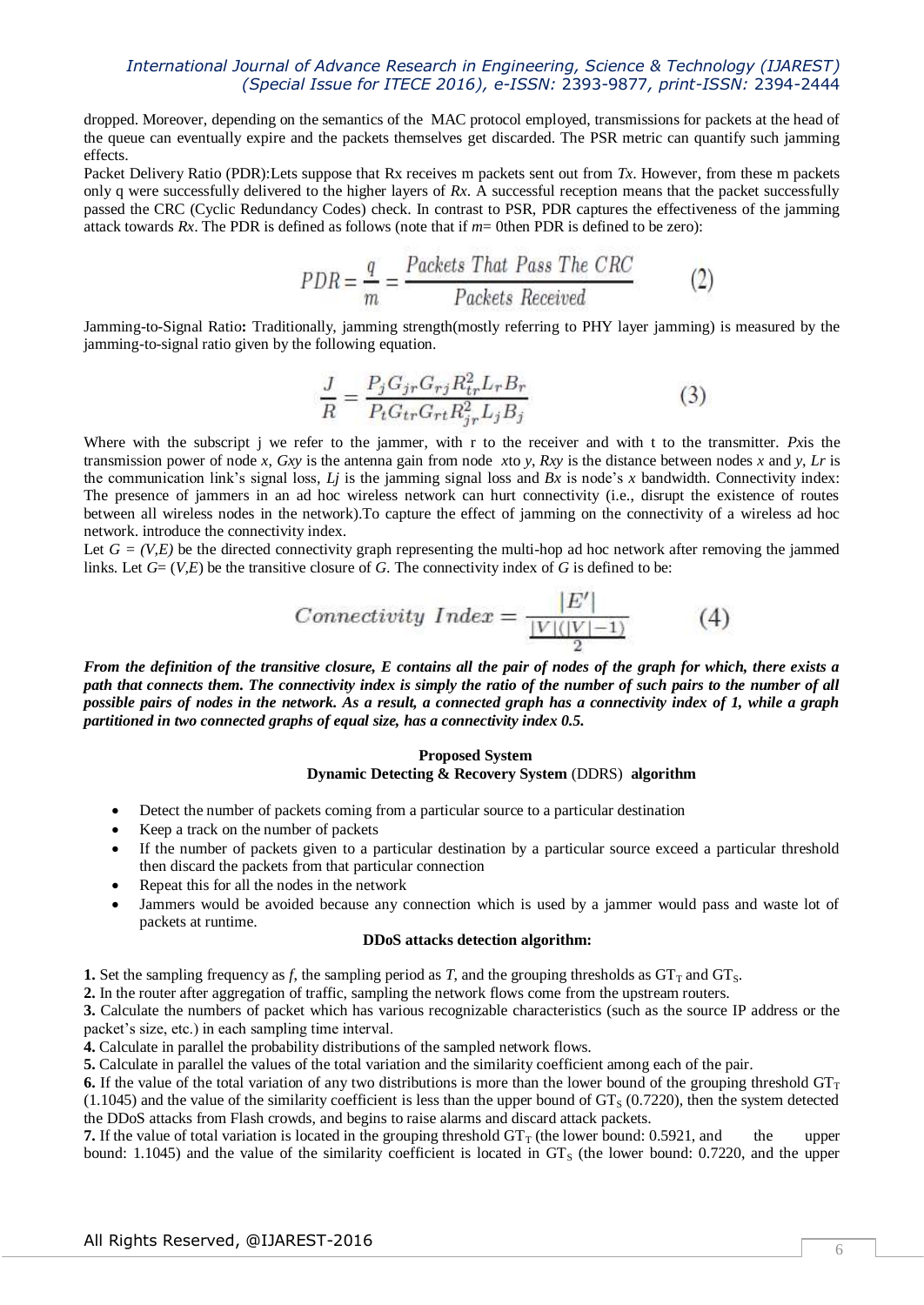dropped. Moreover, depending on the semantics of the MAC protocol employed, transmissions for packets at the head of the queue can eventually expire and the packets themselves get discarded. The PSR metric can quantify such jamming effects.

Packet Delivery Ratio (PDR):Lets suppose that Rx receives m packets sent out from *Tx*. However, from these m packets only q were successfully delivered to the higher layers of *Rx*. A successful reception means that the packet successfully passed the CRC (Cyclic Redundancy Codes) check. In contrast to PSR, PDR captures the effectiveness of the jamming attack towards *Rx*. The PDR is defined as follows (note that if *m*= 0then PDR is defined to be zero):

$$PDR = \frac{q}{m} = \frac{Packets\ That\ Pass\ The\ CRC}{Packets\ Received} \qquad (2)$$

Jamming-to-Signal Ratio**:** Traditionally, jamming strength(mostly referring to PHY layer jamming) is measured by the jamming-to-signal ratio given by the following equation.

$$\frac{J}{R} = \frac{P_j G_{jr} G_{rj} R_{tr}^2 L_r B_r}{P_t G_{tr} G_{rt} R_{jr}^2 L_j B_j} \qquad (3)$$

Where with the subscript j we refer to the jammer, with r to the receiver and with t to the transmitter. *Px*is the transmission power of node *x*, *Gxy* is the antenna gain from node *x*to *y*, *Rxy* is the distance between nodes *x* and *y*, *Lr* is the communication link's signal loss, *Lj* is the jamming signal loss and *Bx* is node's *x* bandwidth. Connectivity index: The presence of jammers in an ad hoc wireless network can hurt connectivity (i.e., disrupt the existence of routes between all wireless nodes in the network).To capture the effect of jamming on the connectivity of a wireless ad hoc network. introduce the connectivity index.

Let *G = (V,E)* be the directed connectivity graph representing the multi-hop ad hoc network after removing the jammed links. Let *G*= (*V*,*E*) be the transitive closure of *G*. The connectivity index of *G* is defined to be:

$$Connectivity\ Index = \frac{|E'|}{\frac{|V|(|V|-1)}{2}} \qquad (4)$$

***From the definition of the transitive closure, E contains all the pair of nodes of the graph for which, there exists a path that connects them. The connectivity index is simply the ratio of the number of such pairs to the number of all possible pairs of nodes in the network. As a result, a connected graph has a connectivity index of 1, while a graph partitioned in two connected graphs of equal size, has a connectivity index 0.5.***

## Proposed System

### Dynamic Detecting & Recovery System (DDRS) algorithm

- Detect the number of packets coming from a particular source to a particular destination
- Keep a track on the number of packets
- If the number of packets given to a particular destination by a particular source exceed a particular threshold then discard the packets from that particular connection
- Repeat this for all the nodes in the network
- Jammers would be avoided because any connection which is used by a jammer would pass and waste lot of packets at runtime.

### DDoS attacks detection algorithm:

**1.** Set the sampling frequency as *f*, the sampling period as *T*, and the grouping thresholds as $GT_T$ and $GT_S$.

**2.** In the router after aggregation of traffic, sampling the network flows come from the upstream routers.

**3.** Calculate the numbers of packet which has various recognizable characteristics (such as the source IP address or the packet's size, etc.) in each sampling time interval.

**4.** Calculate in parallel the probability distributions of the sampled network flows.

**5.** Calculate in parallel the values of the total variation and the similarity coefficient among each of the pair.

**6.** If the value of the total variation of any two distributions is more than the lower bound of the grouping threshold $GT_T$ (1.1045) and the value of the similarity coefficient is less than the upper bound of $GT_S$ (0.7220), then the system detected the DDoS attacks from Flash crowds, and begins to raise alarms and discard attack packets.

**7.** If the value of total variation is located in the grouping threshold $GT_T$ (the lower bound: 0.5921, and the upper bound: 1.1045) and the value of the similarity coefficient is located in $GT_S$ (the lower bound: 0.7220, and the upper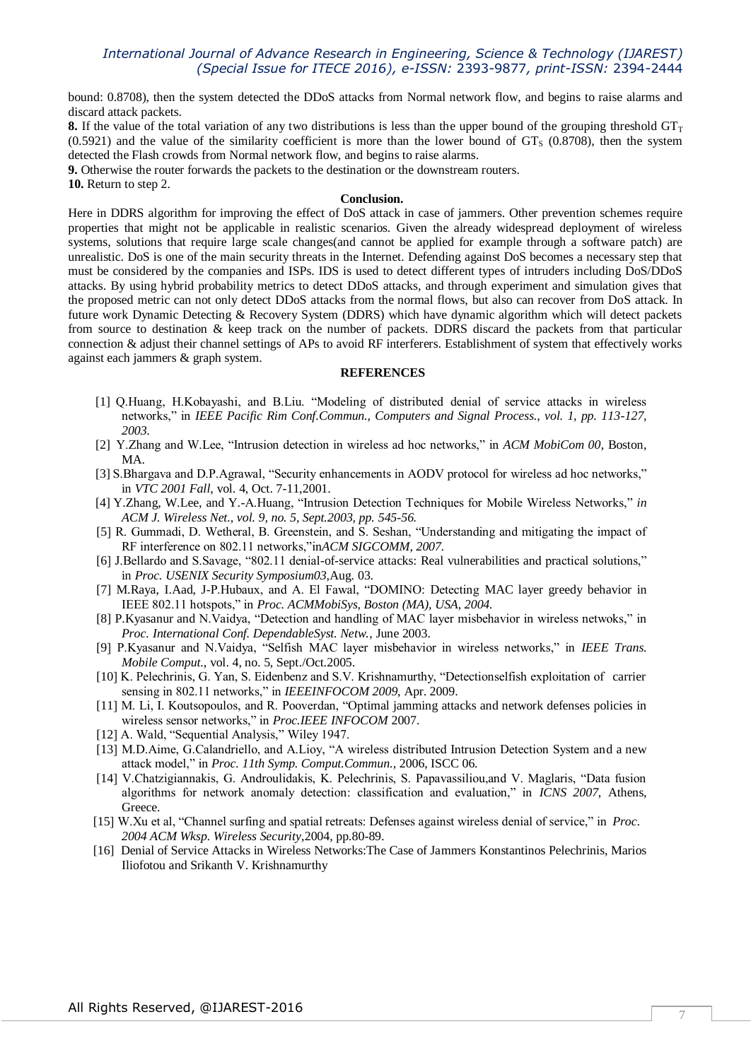bound: 0.8708), then the system detected the DDoS attacks from Normal network flow, and begins to raise alarms and discard attack packets.

**8.** If the value of the total variation of any two distributions is less than the upper bound of the grouping threshold $GT_T$ (0.5921) and the value of the similarity coefficient is more than the lower bound of $GT_S$ (0.8708), then the system detected the Flash crowds from Normal network flow, and begins to raise alarms.

**9.** Otherwise the router forwards the packets to the destination or the downstream routers.

**10.** Return to step 2.

## Conclusion.

Here in DDRS algorithm for improving the effect of DoS attack in case of jammers. Other prevention schemes require properties that might not be applicable in realistic scenarios. Given the already widespread deployment of wireless systems, solutions that require large scale changes(and cannot be applied for example through a software patch) are unrealistic. DoS is one of the main security threats in the Internet. Defending against DoS becomes a necessary step that must be considered by the companies and ISPs. IDS is used to detect different types of intruders including DoS/DDoS attacks. By using hybrid probability metrics to detect DDoS attacks, and through experiment and simulation gives that the proposed metric can not only detect DDoS attacks from the normal flows, but also can recover from DoS attack. In future work Dynamic Detecting & Recovery System (DDRS) which have dynamic algorithm which will detect packets from source to destination & keep track on the number of packets. DDRS discard the packets from that particular connection & adjust their channel settings of APs to avoid RF interferers. Establishment of system that effectively works against each jammers & graph system.

## REFERENCES

[1] Q.Huang, H.Kobayashi, and B.Liu. "Modeling of distributed denial of service attacks in wireless networks," in *IEEE Pacific Rim Conf.Commun., Computers and Signal Process., vol. 1, pp. 113-127, 2003.*

[2] Y.Zhang and W.Lee, "Intrusion detection in wireless ad hoc networks," in *ACM MobiCom 00*, Boston, MA.

[3] S.Bhargava and D.P.Agrawal, "Security enhancements in AODV protocol for wireless ad hoc networks," in *VTC 2001 Fall*, vol. 4, Oct. 7-11,2001.

[4] Y.Zhang, W.Lee, and Y.-A.Huang, "Intrusion Detection Techniques for Mobile Wireless Networks," *in ACM J. Wireless Net., vol. 9, no. 5, Sept.2003, pp. 545-56.*

[5] R. Gummadi, D. Wetheral, B. Greenstein, and S. Seshan, "Understanding and mitigating the impact of RF interference on 802.11 networks,"in*ACM SIGCOMM, 2007.*

[6] J.Bellardo and S.Savage, "802.11 denial-of-service attacks: Real vulnerabilities and practical solutions," in *Proc. USENIX Security Symposium03*,Aug. 03.

[7] M.Raya, I.Aad, J-P.Hubaux, and A. El Fawal, "DOMINO: Detecting MAC layer greedy behavior in IEEE 802.11 hotspots," in *Proc. ACMMobiSys, Boston (MA), USA, 2004.*

[8] P.Kyasanur and N.Vaidya, "Detection and handling of MAC layer misbehavior in wireless netwoks," in *Proc. International Conf. DependableSyst. Netw.*, June 2003.

[9] P.Kyasanur and N.Vaidya, "Selfish MAC layer misbehavior in wireless networks," in *IEEE Trans. Mobile Comput.*, vol. 4, no. 5, Sept./Oct.2005.

[10] K. Pelechrinis, G. Yan, S. Eidenbenz and S.V. Krishnamurthy, "Detectionselfish exploitation of carrier sensing in 802.11 networks," in *IEEEINFOCOM 2009*, Apr. 2009.

[11] M. Li, I. Koutsopoulos, and R. Pooverdan, "Optimal jamming attacks and network defenses policies in wireless sensor networks," in *Proc.IEEE INFOCOM* 2007.

[12] A. Wald, "Sequential Analysis," Wiley 1947.

[13] M.D.Aime, G.Calandriello, and A.Lioy, "A wireless distributed Intrusion Detection System and a new attack model," in *Proc. 11th Symp. Comput.Commun.*, 2006, ISCC 06.

[14] V.Chatzigiannakis, G. Androulidakis, K. Pelechrinis, S. Papavassiliou,and V. Maglaris, "Data fusion algorithms for network anomaly detection: classification and evaluation," in *ICNS 2007*, Athens, Greece.

[15] W.Xu et al, "Channel surfing and spatial retreats: Defenses against wireless denial of service," in *Proc. 2004 ACM Wksp. Wireless Security*,2004, pp.80-89.

[16] Denial of Service Attacks in Wireless Networks:The Case of Jammers Konstantinos Pelechrinis, Marios Iliofotou and Srikanth V. Krishnamurthy